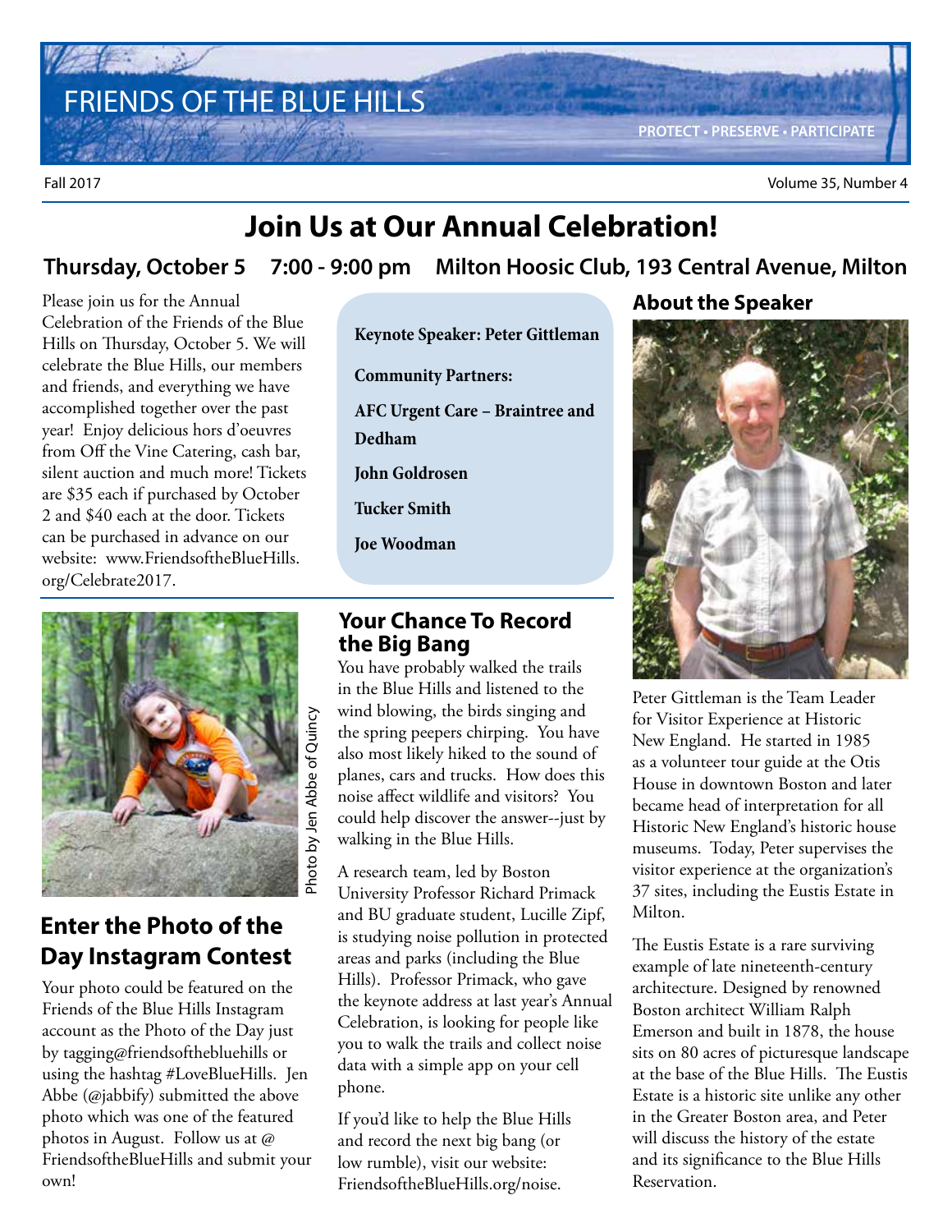# FRIENDS OF THE BLUE HILLS

PROTECT • PRESERVE • PARTICIPATE

Fall 2017 — Volume 35, Number 4

## Join Us at Our Annual Celebration!

**Thursday, October 5 7:00 - 9:00 pm Milton Hoosic Club, 193 Central Avenue, Milton**

Please join us for the Annual Celebration of the Friends of the Blue Hills on Thursday, October 5. We will celebrate the Blue Hills, our members and friends, and everything we have accomplished together over the past year! Enjoy delicious hors d'oeuvres from Off the Vine Catering, cash bar, silent auction and much more! Tickets are $35 each if purchased by October 2 and $40 each at the door. Tickets can be purchased in advance on our website: www.FriendsoftheBlueHills.org/Celebrate2017.

**Keynote Speaker: Peter Gittleman**

**Community Partners:**

**AFC Urgent Care – Braintree and Dedham**

**John Goldrosen**

**Tucker Smith**

**Joe Woodman**

### About the Speaker

Peter Gittleman is the Team Leader for Visitor Experience at Historic New England. He started in 1985 as a volunteer tour guide at the Otis House in downtown Boston and later became head of interpretation for all Historic New England's historic house museums. Today, Peter supervises the visitor experience at the organization's 37 sites, including the Eustis Estate in Milton.

The Eustis Estate is a rare surviving example of late nineteenth-century architecture. Designed by renowned Boston architect William Ralph Emerson and built in 1878, the house sits on 80 acres of picturesque landscape at the base of the Blue Hills. The Eustis Estate is a historic site unlike any other in the Greater Boston area, and Peter will discuss the history of the estate and its significance to the Blue Hills Reservation.

Photo by Jen Abbe of Quincy

## Enter the Photo of the Day Instagram Contest

Your photo could be featured on the Friends of the Blue Hills Instagram account as the Photo of the Day just by tagging@friendsofthebluehills or using the hashtag #LoveBlueHills. Jen Abbe (@jabbify) submitted the above photo which was one of the featured photos in August. Follow us at @ FriendsoftheBlueHills and submit your own!

## Your Chance To Record the Big Bang

You have probably walked the trails in the Blue Hills and listened to the wind blowing, the birds singing and the spring peepers chirping. You have also most likely hiked to the sound of planes, cars and trucks. How does this noise affect wildlife and visitors? You could help discover the answer--just by walking in the Blue Hills.

A research team, led by Boston University Professor Richard Primack and BU graduate student, Lucille Zipf, is studying noise pollution in protected areas and parks (including the Blue Hills). Professor Primack, who gave the keynote address at last year's Annual Celebration, is looking for people like you to walk the trails and collect noise data with a simple app on your cell phone.

If you'd like to help the Blue Hills and record the next big bang (or low rumble), visit our website: FriendsoftheBlueHills.org/noise.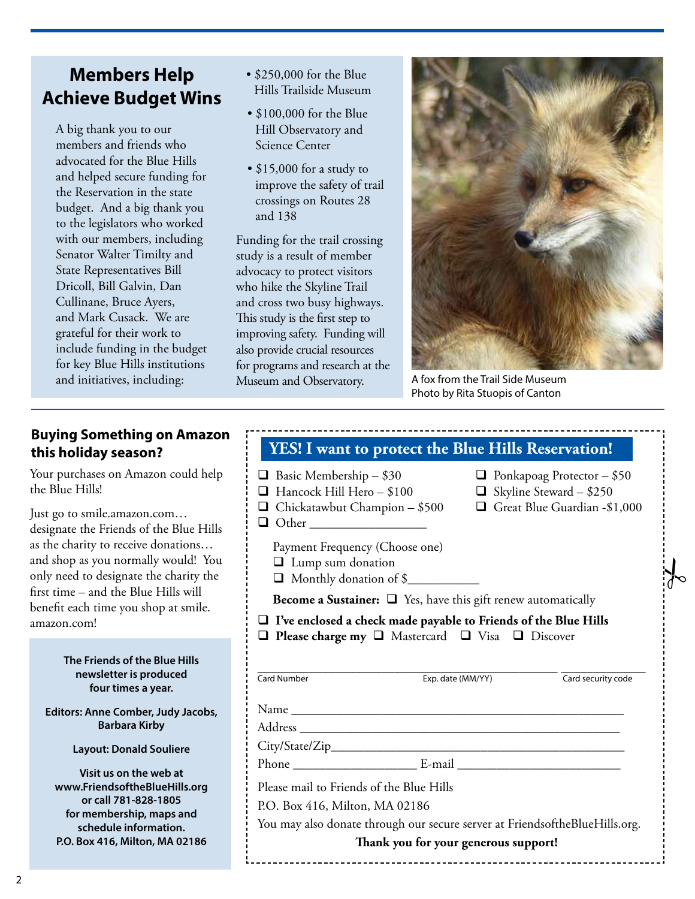## Members Help Achieve Budget Wins

A big thank you to our members and friends who advocated for the Blue Hills and helped secure funding for the Reservation in the state budget. And a big thank you to the legislators who worked with our members, including Senator Walter Timilty and State Representatives Bill Dricoll, Bill Galvin, Dan Cullinane, Bruce Ayers, and Mark Cusack. We are grateful for their work to include funding in the budget for key Blue Hills institutions and initiatives, including:

- $250,000 for the Blue Hills Trailside Museum
- $100,000 for the Blue Hill Observatory and Science Center
- $15,000 for a study to improve the safety of trail crossings on Routes 28 and 138

Funding for the trail crossing study is a result of member advocacy to protect visitors who hike the Skyline Trail and cross two busy highways. This study is the first step to improving safety. Funding will also provide crucial resources for programs and research at the Museum and Observatory.

A fox from the Trail Side Museum
Photo by Rita Stuopis of Canton

### Buying Something on Amazon this holiday season?

Your purchases on Amazon could help the Blue Hills!

Just go to smile.amazon.com… designate the Friends of the Blue Hills as the charity to receive donations… and shop as you normally would! You only need to designate the charity the first time – and the Blue Hills will benefit each time you shop at smile.amazon.com!

**The Friends of the Blue Hills newsletter is produced four times a year.**

**Editors: Anne Comber, Judy Jacobs, Barbara Kirby**

**Layout: Donald Souliere**

**Visit us on the web at www.FriendsoftheBlueHills.org or call 781-828-1805 for membership, maps and schedule information. P.O. Box 416, Milton, MA 02186**

## YES! I want to protect the Blue Hills Reservation!

- ❑ Basic Membership – $30
- ❑ Hancock Hill Hero – $100
- ❑ Chickatawbut Champion – $500
- ❑ Other ___________________
- ❑ Ponkapoag Protector – $50
- ❑ Skyline Steward – $250
- ❑ Great Blue Guardian -$1,000

Payment Frequency (Choose one)

- ❑ Lump sum donation
- ❑ Monthly donation of $___________

**Become a Sustainer:** ❑ Yes, have this gift renew automatically

- ❑ **I've enclosed a check made payable to Friends of the Blue Hills**
- ❑ **Please charge my** ❑ Mastercard ❑ Visa ❑ Discover

Card Number _______________ Exp. date (MM/YY) _______________ Card security code _______________

Name _______________________________________________

Address _____________________________________________

City/State/Zip_________________________________________

Phone ___________________ E-mail _________________________

Please mail to Friends of the Blue Hills

P.O. Box 416, Milton, MA 02186

You may also donate through our secure server at FriendsoftheBlueHills.org.

**Thank you for your generous support!**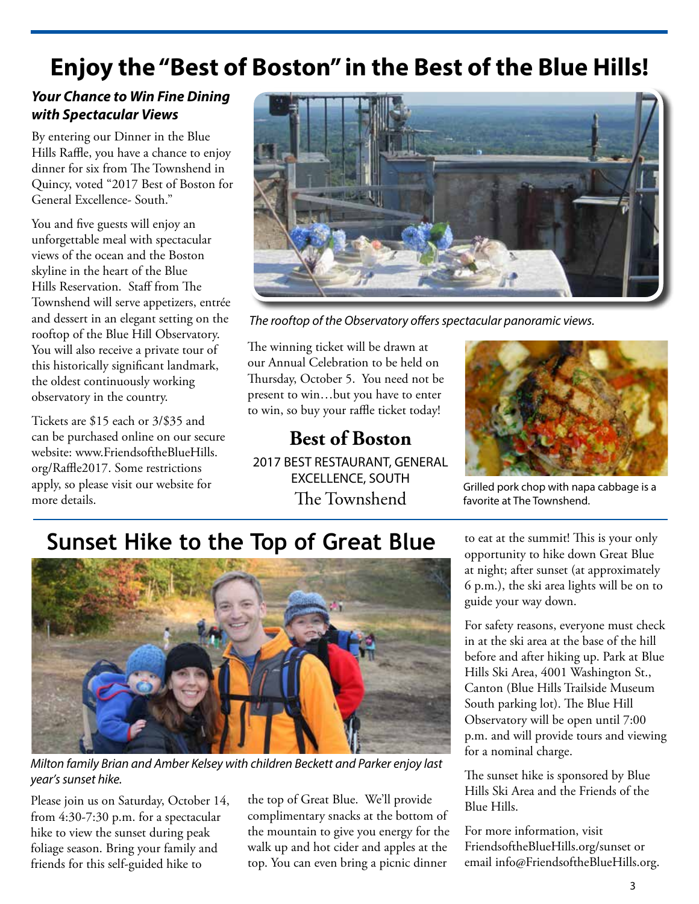# Enjoy the "Best of Boston" in the Best of the Blue Hills!

### *Your Chance to Win Fine Dining with Spectacular Views*

By entering our Dinner in the Blue Hills Raffle, you have a chance to enjoy dinner for six from The Townshend in Quincy, voted "2017 Best of Boston for General Excellence- South."

You and five guests will enjoy an unforgettable meal with spectacular views of the ocean and the Boston skyline in the heart of the Blue Hills Reservation. Staff from The Townshend will serve appetizers, entrée and dessert in an elegant setting on the rooftop of the Blue Hill Observatory. You will also receive a private tour of this historically significant landmark, the oldest continuously working observatory in the country.

Tickets are $15 each or 3/$35 and can be purchased online on our secure website: www.FriendsoftheBlueHills.org/Raffle2017. Some restrictions apply, so please visit our website for more details.

*The rooftop of the Observatory offers spectacular panoramic views.*

The winning ticket will be drawn at our Annual Celebration to be held on Thursday, October 5. You need not be present to win…but you have to enter to win, so buy your raffle ticket today!

**Best of Boston**

2017 BEST RESTAURANT, GENERAL EXCELLENCE, SOUTH

The Townshend

Grilled pork chop with napa cabbage is a favorite at The Townshend.

## Sunset Hike to the Top of Great Blue

*Milton family Brian and Amber Kelsey with children Beckett and Parker enjoy last year's sunset hike.*

Please join us on Saturday, October 14, from 4:30-7:30 p.m. for a spectacular hike to view the sunset during peak foliage season. Bring your family and friends for this self-guided hike to the top of Great Blue. We'll provide complimentary snacks at the bottom of the mountain to give you energy for the walk up and hot cider and apples at the top. You can even bring a picnic dinner to eat at the summit! This is your only opportunity to hike down Great Blue at night; after sunset (at approximately 6 p.m.), the ski area lights will be on to guide your way down.

For safety reasons, everyone must check in at the ski area at the base of the hill before and after hiking up. Park at Blue Hills Ski Area, 4001 Washington St., Canton (Blue Hills Trailside Museum South parking lot). The Blue Hill Observatory will be open until 7:00 p.m. and will provide tours and viewing for a nominal charge.

The sunset hike is sponsored by Blue Hills Ski Area and the Friends of the Blue Hills.

For more information, visit FriendsoftheBlueHills.org/sunset or email info@FriendsoftheBlueHills.org.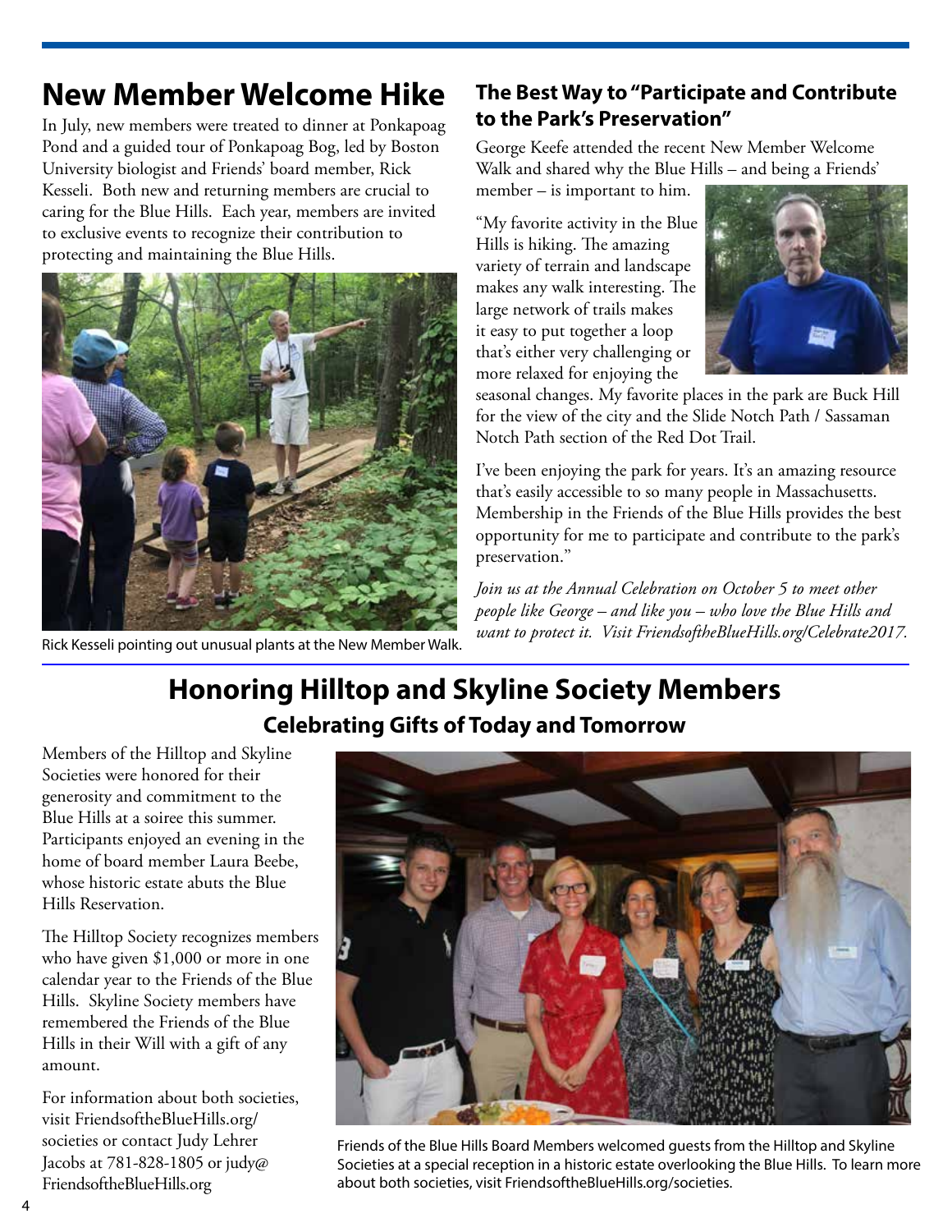# New Member Welcome Hike

In July, new members were treated to dinner at Ponkapoag Pond and a guided tour of Ponkapoag Bog, led by Boston University biologist and Friends' board member, Rick Kesseli. Both new and returning members are crucial to caring for the Blue Hills. Each year, members are invited to exclusive events to recognize their contribution to protecting and maintaining the Blue Hills.

Rick Kesseli pointing out unusual plants at the New Member Walk.

## The Best Way to "Participate and Contribute to the Park's Preservation"

George Keefe attended the recent New Member Welcome Walk and shared why the Blue Hills – and being a Friends' member – is important to him.

"My favorite activity in the Blue Hills is hiking. The amazing variety of terrain and landscape makes any walk interesting. The large network of trails makes it easy to put together a loop that's either very challenging or more relaxed for enjoying the seasonal changes. My favorite places in the park are Buck Hill for the view of the city and the Slide Notch Path / Sassaman Notch Path section of the Red Dot Trail.

I've been enjoying the park for years. It's an amazing resource that's easily accessible to so many people in Massachusetts. Membership in the Friends of the Blue Hills provides the best opportunity for me to participate and contribute to the park's preservation."

*Join us at the Annual Celebration on October 5 to meet other people like George – and like you – who love the Blue Hills and want to protect it. Visit FriendsoftheBlueHills.org/Celebrate2017.*

# Honoring Hilltop and Skyline Society Members

## Celebrating Gifts of Today and Tomorrow

Members of the Hilltop and Skyline Societies were honored for their generosity and commitment to the Blue Hills at a soiree this summer. Participants enjoyed an evening in the home of board member Laura Beebe, whose historic estate abuts the Blue Hills Reservation.

The Hilltop Society recognizes members who have given $1,000 or more in one calendar year to the Friends of the Blue Hills. Skyline Society members have remembered the Friends of the Blue Hills in their Will with a gift of any amount.

For information about both societies, visit FriendsoftheBlueHills.org/societies or contact Judy Lehrer Jacobs at 781-828-1805 or judy@FriendsoftheBlueHills.org

Friends of the Blue Hills Board Members welcomed guests from the Hilltop and Skyline Societies at a special reception in a historic estate overlooking the Blue Hills. To learn more about both societies, visit FriendsoftheBlueHills.org/societies.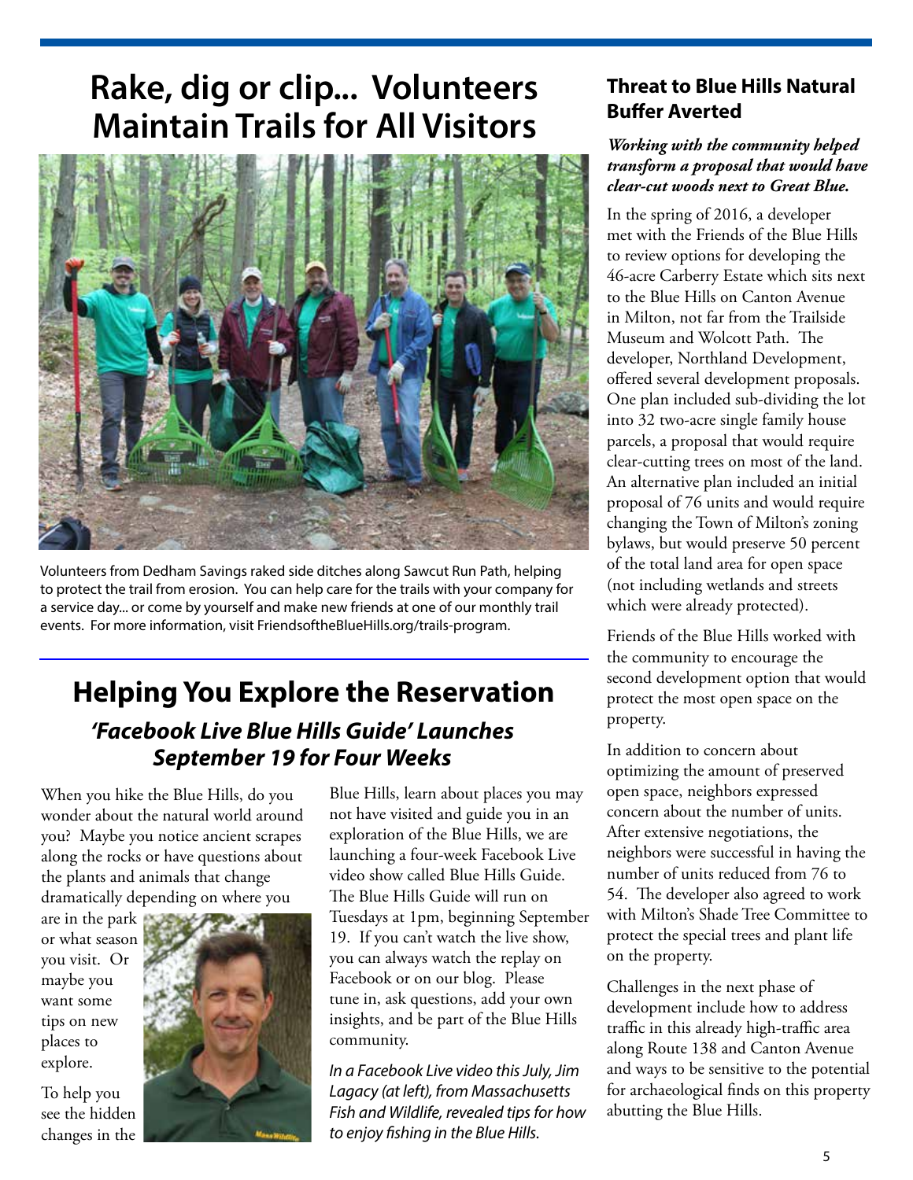# Rake, dig or clip... Volunteers Maintain Trails for All Visitors

Volunteers from Dedham Savings raked side ditches along Sawcut Run Path, helping to protect the trail from erosion. You can help care for the trails with your company for a service day... or come by yourself and make new friends at one of our monthly trail events. For more information, visit FriendsoftheBlueHills.org/trails-program.

# Helping You Explore the Reservation

## *'Facebook Live Blue Hills Guide' Launches September 19 for Four Weeks*

When you hike the Blue Hills, do you wonder about the natural world around you? Maybe you notice ancient scrapes along the rocks or have questions about the plants and animals that change dramatically depending on where you are in the park or what season you visit. Or maybe you want some tips on new places to explore.

To help you see the hidden changes in the Blue Hills, learn about places you may not have visited and guide you in an exploration of the Blue Hills, we are launching a four-week Facebook Live video show called Blue Hills Guide. The Blue Hills Guide will run on Tuesdays at 1pm, beginning September 19. If you can't watch the live show, you can always watch the replay on Facebook or on our blog. Please tune in, ask questions, add your own insights, and be part of the Blue Hills community.

*In a Facebook Live video this July, Jim Lagacy (at left), from Massachusetts Fish and Wildlife, revealed tips for how to enjoy fishing in the Blue Hills.*

## Threat to Blue Hills Natural Buffer Averted

***Working with the community helped transform a proposal that would have clear-cut woods next to Great Blue.***

In the spring of 2016, a developer met with the Friends of the Blue Hills to review options for developing the 46-acre Carberry Estate which sits next to the Blue Hills on Canton Avenue in Milton, not far from the Trailside Museum and Wolcott Path. The developer, Northland Development, offered several development proposals. One plan included sub-dividing the lot into 32 two-acre single family house parcels, a proposal that would require clear-cutting trees on most of the land. An alternative plan included an initial proposal of 76 units and would require changing the Town of Milton's zoning bylaws, but would preserve 50 percent of the total land area for open space (not including wetlands and streets which were already protected).

Friends of the Blue Hills worked with the community to encourage the second development option that would protect the most open space on the property.

In addition to concern about optimizing the amount of preserved open space, neighbors expressed concern about the number of units. After extensive negotiations, the neighbors were successful in having the number of units reduced from 76 to 54. The developer also agreed to work with Milton's Shade Tree Committee to protect the special trees and plant life on the property.

Challenges in the next phase of development include how to address traffic in this already high-traffic area along Route 138 and Canton Avenue and ways to be sensitive to the potential for archaeological finds on this property abutting the Blue Hills.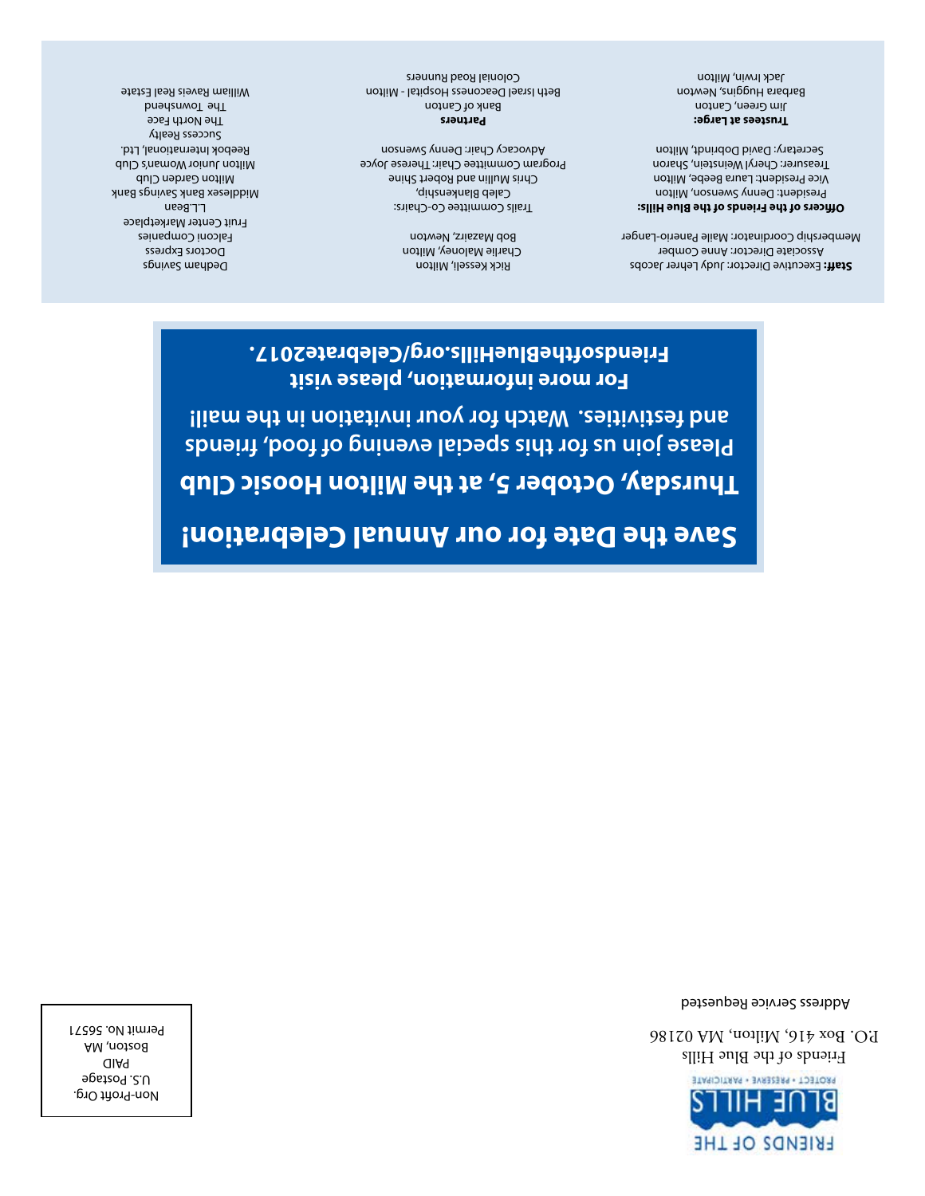**Staff:** Executive Director: Judy Lehrer Jacobs
Associate Director: Anne Comber
Membership Coordinator: Maile Panerio-Langer

**Officers of the Friends of the Blue Hills:**
President: Denny Swenson, Milton
Vice President: Laura Beebe, Milton
Treasurer: Cheryl Weinstein, Sharon
Secretary: David Dobrindt, Milton

**Trustees at Large:**
Jim Green, Canton
Barbara Huggins, Newton
Jack Irwin, Milton

Rick Kesseli, Milton
Charlie Maloney, Milton
Bob Mazaiz, Newton

Trails Committee Co-Chairs:
Caleb Blankenship,
Chris Mullin and Robert Shine
Program Committee Chair: Therese Joyce
Advocacy Chair: Denny Swenson

**Partners**
Bank of Canton
Beth Israel Deaconess Hospital - Milton
Colonial Road Runners

Dedham Savings
Doctors Express
Falconi Companies
Fruit Center Marketplace
L.L.Bean
Middlesex Bank Savings Bank
Milton Garden Club
Milton Junior Woman's Club
Reebok International, Ltd.
Success Realty
The North Face
The Townshend
William Raveis Real Estate

# Save the Date for our Annual Celebration!

**Thursday, October 5, at the Milton Hoosic Club**

**Please join us for this special evening of food, friends and festivities. Watch for your invitation in the mail!**

**For more information, please visit FriendsoftheBlueHills.org/Celebrate2017.**

FRIENDS OF THE BLUE HILLS
PROTECT • PRESERVE • PARTICIPATE

Friends of the Blue Hills
P.O. Box 416, Milton, MA 02186

Address Service Requested

Non-Profit Org.
U.S. Postage
PAID
Boston, MA
Permit No. 56571